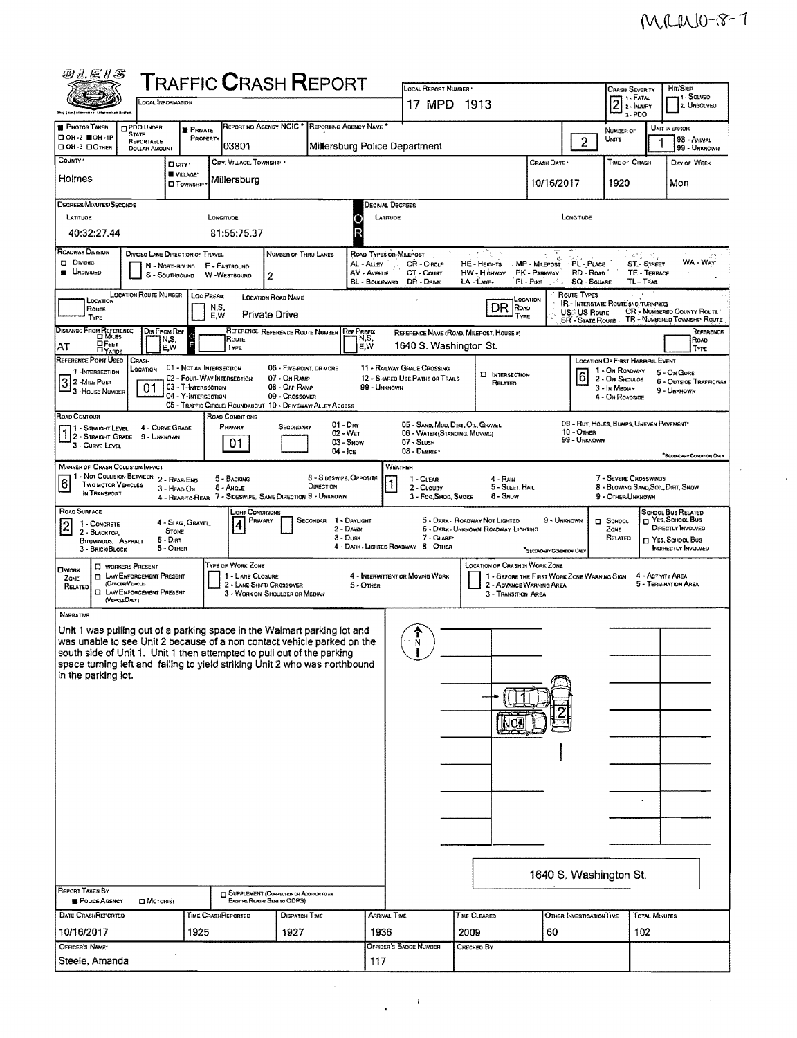MRW10-18-7

# TRAFFIC CRASH REPORT

OLEIS — LOCAL INFORMATION

| Local Report Number | Crash Severity | Hit/Skip |
|---|---|---|
| 17 MPD 1913 | 2 (1 - Fatal, 2 - Injury, 3 - PDO) | (1 - Solved, 2 - Unsolved) |

| Photos Taken | PDO Under State Reportable Dollar Amount | Private Property | Reporting Agency NCIC * | Reporting Agency Name * | Number of Units | Unit in Error |
|---|---|---|---|---|---|---|
| ☐ OH-2 ■ OH-1P ☐ OH-3 ☐ Other | ☐ | ■ | 03801 | Millersburg Police Department | 2 | 1 (98 - Animal, 99 - Unknown) |

| County * | City/Village/Township | City, Village, Township * | Crash Date * | Time of Crash | Day of Week |
|---|---|---|---|---|---|
| Holmes | ■ Village | Millersburg | 10/16/2017 | 1920 | Mon |

**Degrees/Minutes/Seconds** — Latitude: 40:32:27.44 — Longitude: 81:55:75.37

**Decimal Degrees** — Latitude: — Longitude:

**Roadway Division:** ■ Undivided

**Divided Lane Direction of Travel:** N - Northbound, S - Southbound, E - Eastbound, W - Westbound

**Number of Thru Lanes:** 2

Road Types or Milepost: AL - Alley, AV - Avenue, BL - Boulevard, CR - Circle, CT - Court, DR - Drive, HE - Heights, HW - Highway, LA - Lane, MP - Milepost, PK - Parkway, PI - Pike, PL - Place, RD - Road, SQ - Square, ST - Street, TE - Terrace, TL - Trail, WA - Way

| Location Route Number | Loc Prefix | Location Road Name | Location Road Type |
|---|---|---|---|
| | | Private Drive | DR |

Route Types: IR - Interstate Route (inc. Turnpike), US - US Route, SR - State Route, CR - Numbered County Route, TR - Numbered Township Route

| Distance From Reference | Dir From Ref | Reference Route Type | Reference Route Number | Ref Prefix | Reference Name (Road, Milepost, House #) | Reference Road Type |
|---|---|---|---|---|---|---|
| AT | | | | | 1640 S. Washington St. | |

**Reference Point Used:** 3 (1 - Intersection, 2 - Mile Post, 3 - House Number)

**Crash Location:** 01 (01 - Not an Intersection, 02 - Four-Way Intersection, 03 - T-Intersection, 04 - Y-Intersection, 05 - Traffic Circle/Roundabout, 06 - Five-Point, or More, 07 - On Ramp, 08 - Off Ramp, 09 - Crossover, 10 - Driveway/Alley Access, 11 - Railway Grade Crossing, 12 - Shared-Use Paths or Trails, 99 - Unknown) ☐ Intersection Related

**Location of First Harmful Event:** 6 (1 - On Roadway, 2 - On Shoulder, 3 - In Median, 4 - On Roadside, 5 - On Gore, 6 - Outside Trafficway, 9 - Unknown)

**Road Contour:** 1 (1 - Straight Level, 2 - Straight Grade, 3 - Curve Level, 4 - Curve Grade, 9 - Unknown)

**Road Conditions:** Primary 01 (01 - Dry, 02 - Wet, 03 - Snow, 04 - Ice, 05 - Sand, Mud, Dirt, Oil, Gravel, 06 - Water (Standing, Moving), 07 - Slush, 08 - Debris, 09 - Rut, Holes, Bumps, Uneven Pavement*, 10 - Other, 99 - Unknown) *Secondary Condition Only

**Manner of Crash Collision/Impact:** 6 (1 - Not Collision Between Two Motor Vehicles in Transport, 2 - Rear-End, 3 - Head-On, 4 - Rear-to-Rear, 5 - Backing, 6 - Angle, 7 - Sideswipe, Same Direction, 8 - Sideswipe, Opposite Direction, 9 - Unknown)

**Weather:** 1 (1 - Clear, 2 - Cloudy, 3 - Fog, Smog, Smoke, 4 - Rain, 5 - Sleet, Hail, 6 - Snow, 7 - Severe Crosswinds, 8 - Blowing Sand, Soil, Dirt, Snow, 9 - Other/Unknown)

**Road Surface:** 2 (1 - Concrete, 2 - Blacktop, Bituminous, Asphalt, 3 - Brick/Block, 4 - Slag, Gravel, Stone, 5 - Dirt, 6 - Other)

**Light Conditions:** Primary 4 (1 - Daylight, 2 - Dawn, 3 - Dusk, 4 - Dark - Lighted Roadway, 5 - Dark - Roadway Not Lighted, 6 - Dark - Unknown Roadway Lighting, 7 - Glare*, 8 - Other, 9 - Unknown) *Secondary Condition Only

☐ School Zone Related — School Bus Related: ☐ Yes, School Bus Directly Involved; ☐ Yes, School Bus Indirectly Involved

☐ Work Zone Related — ☐ Workers Present; ☐ Law Enforcement Present (Officer/Vehicle); ☐ Law Enforcement Present (Vehicle Only)

Type of Work Zone: 1 - Lane Closure, 2 - Lane Shift/Crossover, 3 - Work on Shoulder or Median, 4 - Intermittent or Moving Work, 5 - Other

Location of Crash in Work Zone: 1 - Before the First Work Zone Warning Sign, 2 - Advance Warning Area, 3 - Transition Area, 4 - Activity Area, 5 - Termination Area

## Narrative

Unit 1 was pulling out of a parking space in the Walmart parking lot and was unable to see Unit 2 because of a non contact vehicle parked on the south side of Unit 1. Unit 1 then attempted to pull out of the parking space turning left and failing to yield striking Unit 2 who was northbound in the parking lot.

1640 S. Washington St.

**Report Taken By:** ■ Police Agency ☐ Motorist — ☐ Supplement (Correction or Addition to an Existing Report Sent to ODPS)

| Date Crash Reported | Time Crash Reported | Dispatch Time | Arrival Time | Time Cleared | Other Investigation Time | Total Minutes |
|---|---|---|---|---|---|---|
| 10/16/2017 | 1925 | 1927 | 1936 | 2009 | 60 | 102 |

| Officer's Name * | Officer's Badge Number | Checked By |
|---|---|---|
| Steele, Amanda | 117 | |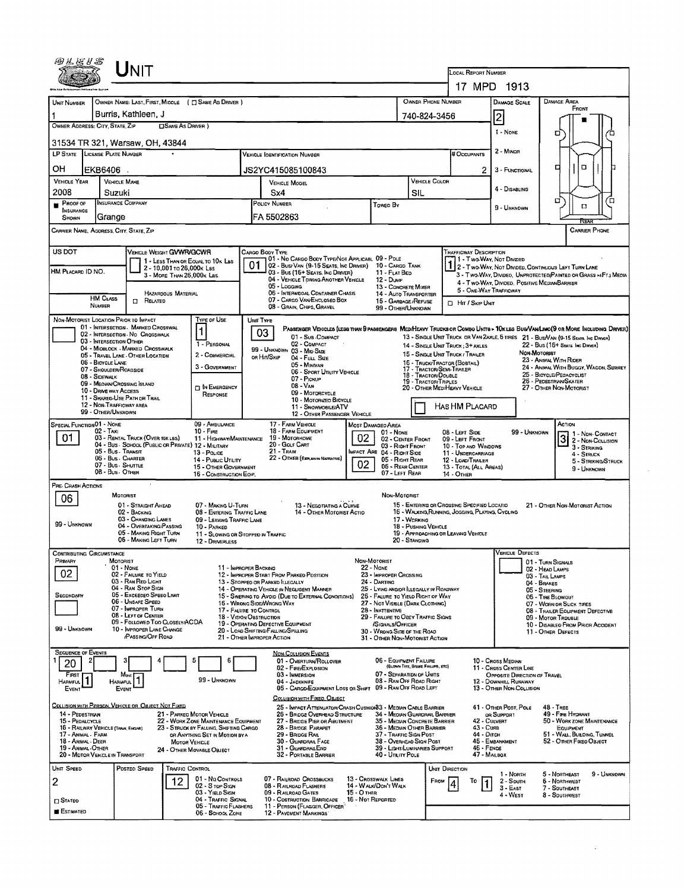# UNIT

**LOCAL REPORT NUMBER:** 17 MPD 1913

| UNIT NUMBER | OWNER NAME: LAST, FIRST, MIDDLE ( ☐ SAME AS DRIVER ) | OWNER PHONE NUMBER | DAMAGE SCALE | DAMAGE AREA |
|---|---|---|---|---|
| 1 | Burris, Kathleen, J | 740-824-3456 | 2 | FRONT |

**OWNER ADDRESS: CITY, STATE, ZIP** ( ☐ SAME AS DRIVER ): 31534 TR 321, Warsaw, OH, 43844

Damage Scale: 1 - NONE, 2 - MINOR, 3 - FUNCTIONAL, 4 - DISABLING, 9 - UNKNOWN

| LP STATE | LICENSE PLATE NUMBER | VEHICLE IDENTIFICATION NUMBER | # OCCUPANTS |
|---|---|---|---|
| OH | EKB6406 | JS2YC415085100843 | 2 |

| VEHICLE YEAR | VEHICLE MAKE | VEHICLE MODEL | VEHICLE COLOR |
|---|---|---|---|
| 2008 | Suzuki | Sx4 | SIL |

| ■ PROOF OF INSURANCE SHOWN | INSURANCE COMPANY | POLICY NUMBER | TOWED BY |
|---|---|---|---|
| | Grange | FA 5502863 | |

CARRIER NAME, ADDRESS, CITY, STATE, ZIP — CARRIER PHONE

**US DOT** — **HM PLACARD ID NO.** — **HM CLASS NUMBER**

**VEHICLE WEIGHT GVWR/GCWR:** 1 - LESS THAN OR EQUAL TO 10K LBS; 2 - 10,001 TO 26,000K LBS; 3 - MORE THAN 26,000K LBS. ☐ HAZARDOUS MATERIAL RELATED

**CARGO BODY TYPE:** 01
01 - NO CARGO BODY TYPE/NOT APPLICABLE; 02 - BUS/VAN (9-15 SEATS, INC DRIVER); 03 - BUS (16+ SEATS, INC DRIVER); 04 - VEHICLE TOWING ANOTHER VEHICLE; 05 - LOGGING; 06 - INTERMODAL CONTAINER CHASIS; 07 - CARGO VAN/ENCLOSED BOX; 08 - GRAIN, CHIPS, GRAVEL; 09 - POLE; 10 - CARGO TANK; 11 - FLAT BED; 12 - DUMP; 13 - CONCRETE MIXER; 14 - AUTO TRANSPORTER; 15 - GARBAGE/REFUSE; 99 - OTHER/UNKNOWN

**TRAFFICWAY DESCRIPTION:** 1
1 - TWO-WAY, NOT DIVIDED; 2 - TWO-WAY, NOT DIVIDED, CONTINUOUS LEFT TURN LANE; 3 - TWO-WAY, DIVIDED, UNPROTECTED(PAINTED OR GRASS >4FT.) MEDIA; 4 - TWO-WAY, DIVIDED, POSITIVE MEDIANBARRIER; 5 - ONE-WAY TRAFFICWAY
☐ HIT / SKIP UNIT

**NON-MOTORIST LOCATION PRIOR TO IMPACT:** 01 - INTERSECTION - MARKED CROSSWAL; 02 - INTERSECTION - NO CROSSWALK; 03 - INTERSECTION OTHER; 04 - MIDBLOCK - MARKED CROSSWALK; 05 - TRAVEL LANE - OTHER LOCATION; 06 - BICYCLE LANE; 07 - SHOULDER/ROADSIDE; 08 - SIDEWALK; 09 - MEDIAN/CROSSING ISLAND; 10 - DRIVE WAY ACCESS; 11 - SHARED-USE PATH OR TRAIL; 12 - NON-TRAFFICWAY AREA; 99 - OTHER/UNKNOWN

**TYPE OF USE:** 1
1 - PERSONAL; 2 - COMMERCIAL; 3 - GOVERNMENT; ☐ IN EMERGENCY RESPONSE

**UNIT TYPE:** 03
PASSENGER VEHICLES (LESS THAN 9 PASSENGERS MED/HEAVY TRUCKS OR COMBO UNITS > 10K LBS BUS/VAN/LIMO(9 OR MORE INCLUDING DRIVER)
01 - SUB-COMPACT; 02 - COMPACT; 99 - UNKNOWN 03 - MID SIZE OR HIT/SKIP; 04 - FULL SIZE; 05 - MINIVAN; 06 - SPORT UTILITY VEHICLE; 07 - PICKUP; 08 - VAN; 09 - MOTORCYCLE; 10 - MOTORIZED BICYCLE; 11 - SNOWMOBILE/ATV; 12 - OTHER PASSENGER VEHICLE
13 - SINGLE UNIT TRUCK OR VAN 2AXLE, 6 TIRES; 14 - SINGLE UNIT TRUCK; 3+ AXLES; 15 - SINGLE UNIT TRUCK / TRAILER; 16 - TRUCK/TRACTOR (BOBTAIL); 17 - TRACTOR/SEMI-TRAILER; 18 - TRACTOR/DOUBLE; 19 - TRACTOR/TRIPLES; 20 - OTHER MED/HEAVY VEHICLE
21 - BUS/VAN (9-15 SEATS, INC DRIVER); 22 - BUS (16+ SEATS, INC DRIVER)
NON-MOTORIST: 23 - ANIMAL WITH RIDER; 24 - ANIMAL WITH BUGGY, WAGON, SURREY; 25 - BICYCLE/PEDACYCLIST; 26 - PEDESTRIAN/SKATER; 27 - OTHER NON-MOTORIST
☐ HAS HM PLACARD

**SPECIAL FUNCTION:** 01
01 - NONE; 02 - TAXI; 03 - RENTAL TRUCK (OVER 10K LBS); 04 - BUS - SCHOOL (PUBLIC OR PRIVATE); 05 - BUS - TRANSIT; 06 - BUS - CHARTER; 07 - BUS - SHUTTLE; 08 - BUS - OTHER; 09 - AMBULANCE; 10 - FIRE; 11 - HIGHWAY/MAINTENANCE; 12 - MILITARY; 13 - POLICE; 14 - PUBLIC UTILITY; 15 - OTHER GOVERNMENT; 16 - CONSTRUCTION EQIP.; 17 - FARM VEHICLE; 18 - FARM EQUIPMENT; 19 - MOTORHOME; 20 - GOLF CART; 21 - TRAIN; 22 - OTHER (EXPLAIN IN NARRATIVE)

**MOST DAMAGED AREA:** 02 — **IMPACT ARE:** 02
01 - NONE; 02 - CENTER FRONT; 03 - RIGHT FRONT; 04 - RIGHT SIDE; 05 - RIGHT REAR; 06 - REAR CENTER; 07 - LEFT REAR; 08 - LEFT SIDE; 09 - LEFT FRONT; 10 - TOP AND WINDOWS; 11 - UNDERCARRIAGE; 12 - LOAD/TRAILER; 13 - TOTAL (ALL AREAS); 14 - OTHER; 99 - UNKNOWN

**ACTION:** 3
1 - NON-CONTACT; 2 - NON-COLLISION; 3 - STRIKING; 4 - STRUCK; 5 - STRIKING/STRUCK; 9 - UNKNOWN

**PRE-CRASH ACTIONS:** 06
MOTORIST: 01 - STRAIGHT AHEAD; 02 - BACKING; 03 - CHANGING LANES; 04 - OVERTAKING/PASSING; 05 - MAKING RIGHT TURN; 06 - MAKING LEFT TURN; 07 - MAKING U-TURN; 08 - ENTERING TRAFFIC LANE; 09 - LEAVING TRAFFIC LANE; 10 - PARKED; 11 - SLOWING OR STOPPED IN TRAFFIC; 12 - DRIVERLESS; 13 - NEGOTIATING A CURVE; 14 - OTHER MOTORIST ACTIO; 99 - UNKNOWN
NON-MOTORIST: 15 - ENTERING OR CROSSING SPECIFIED LOCATIO; 16 - WALKING, RUNNING, JOGGING, PLAYING, CYCLING; 17 - WORKING; 18 - PUSHING VEHICLE; 19 - APPROACHING OR LEAVING VEHICLE; 20 - STANDING; 21 - OTHER NON-MOTORIST ACTION

**CONTRIBUTING CIRCUMSTANCE:** PRIMARY: 02 — SECONDARY: (blank)
MOTORIST: 01 - NONE; 02 - FAILURE TO YIELD; 03 - RAN RED LIGHT; 04 - RAN STOP SIGN; 05 - EXCEEDED SPEED LIMIT; 06 - UNSAFE SPEED; 07 - IMPROPER TURN; 08 - LEFT OF CENTER; 09 - FOLLOWED TOO CLOSELY/ACDA; 10 - IMPROPER LANE CHANGE /PASSING/OFF ROAD; 11 - IMPROPER BACKING; 12 - IMPROPER START FROM PARKED POSITION; 13 - STOPPED OR PARKED ILLEGALLY; 14 - OPERATING VEHICLE IN NEGLIGENT MANNER; 15 - SWERING TO AVOID (DUE TO EXTERNAL CONDITIONS); 16 - WRONG SIDE/WRONG WAY; 17 - FALURE TO CONTROL; 18 - VISION OBSTRUCTION; 19 - OPERATING DEFECTIVE EQUIPMENT; 20 - LOAD SHIFTING/FALLING/SPILLING; 21 - OTHER IMPROPER ACTION; 99 - UNKNOWN
NON-MOTORIST: 22 - NONE; 23 - IMPROPER CROSSING; 24 - DARTING; 25 - LYING AND/OR ILLEGALLY IN ROADWAY; 26 - FALURE TO YIELD RIGHT OF WAY; 27 - NOT VISIBLE (DARK CLOTHING); 28 - INATTENTIVE; 29 - FAILURE TO OBEY TRAFFIC SIGNS /SIGNALS/OFFICER; 30 - WRONG SIDE OF THE ROAD; 31 - OTHER NON-MOTORIST ACTION

**VEHICLE DEFECTS:** 01 - TURN SIGNALS; 02 - HEAD LAMPS; 03 - TAIL LAMPS; 04 - BRAKES; 05 - STEERING; 06 - TIRE BLOWOUT; 07 - WORN OR SLICK TIRES; 08 - TRAILER EQUIPMENT DEFECTIVE; 09 - MOTOR TROUBLE; 10 - DISABLED FROM PRIOR ACCIDENT; 11 - OTHER DEFECTS

**SEQUENCE OF EVENTS:** 1: 20; 2: (blank); 3; 4; 5; 6
FIRST HARMFUL EVENT: 1 — MOST HARMFUL EVENT: 1 — 99 - UNKNOWN

NON-COLLISION EVENTS: 01 - OVERTURN/ROLLOVER; 02 - FIRE/EXPLOSION; 03 - IMMERSION; 04 - JACKKNIFE; 05 - CARGO/EQUIPMENT LOSS OR SHIFT; 06 - EQUIPMENT FAILURE (BLOWN TIRE, BRAKE FAILURE, ETC); 07 - SEPARATION OF UNITS; 08 - RAN OFF ROAD RIGHT; 09 - RAN OFF ROAD LEFT; 10 - CROSS MEDIAN; 11 - CROSS CENTER LINE OPPOSITE DIRECTION OF TRAVEL; 12 - DOWNHILL RUNAWAY; 13 - OTHER NON-COLLISION

COLLISION WITH PERSON, VEHICLE OR OBJECT NOT FIXED: 14 - PEDESTRIAN; 15 - PEDALCYCLE; 16 - RAILWAY VEHICLE (TRAIN, ENGINE); 17 - ANIMAL - FARM; 18 - ANIMAL - DEER; 19 - ANIMAL - OTHER; 20 - MOTOR VEHICLE IN TRANSPORT; 21 - PARKED MOTOR VEHICLE; 22 - WORK ZONE MAINTENANCE EQUIPMENT; 23 - STRUCK BY FALLING, SHIFTING CARGO OR ANYTHING SET IN MOTION BY A MOTOR VEHICLE; 24 - OTHER MOVABLE OBJECT

COLLISION WITH FIXED, OBJECT: 25 - IMPACT ATTENUATOR/CRASH CUSHION; 26 - BRIDGE OVERHEAD STRUCTURE; 27 - BRIDGE PIER OR ABUTMENT; 28 - BRIDGE PARAPET; 29 - BRIDGE RAIL; 30 - GUARDRAIL FACE; 31 - GUARDRAILEND; 32 - PORTABLE BARRIER; 33 - MEDIAN CABLE BARRIER; 34 - MEDIAN GUARDRAIL BARRIER; 35 - MEDIAN CONCRETE BARRIER; 36 - MEDIAN OTHER BARRIER; 37 - TRAFFIC SIGN POST; 38 - OVERHEAD SIGN POST; 39 - LIGHT/LUMINARIES SUPPORT; 40 - UTILITY POLE; 41 - OTHER POST, POLE OR SUPPORT; 42 - CULVERT; 43 - CURB; 44 - DITCH; 45 - EMBANKMENT; 46 - FENCE; 47 - MAILBOX; 48 - TREE; 49 - FIRE HYDRANT; 50 - WORK ZONE MAINTENANCE EQUIPMENT; 51 - WALL, BUILDING, TUNNEL; 52 - OTHER FIXED OBJECT

| UNIT SPEED | POSTED SPEED | TRAFFIC CONTROL | UNIT DIRECTION |
|---|---|---|---|
| 2 | | 12 | FROM 4 TO 1 |

☐ STATED ■ ESTIMATED

TRAFFIC CONTROL: 01 - NO CONTROLS; 02 - STOP SIGN; 03 - YIELD SIGN; 04 - TRAFFIC SIGNAL; 05 - TRAFFIC FLASHERS; 06 - SCHOOL ZONE; 07 - RAILROAD CROSSBUCKS; 08 - RAILROAD FLASHERS; 09 - RAILROAD GATES; 10 - COSTRUCTION BARRICADE; 11 - PERSON (FLAGGER, OFFICER); 12 - PAVEMENT MARKINGS; 13 - CROSSWALK LINES; 14 - WALK/DON'T WALK; 15 - OTHER; 16 - NOT REPORTED

UNIT DIRECTION: 1 - NORTH; 2 - SOUTH; 3 - EAST; 4 - WEST; 5 - NORTHEAST; 6 - NORTHWEST; 7 - SOUTHEAST; 8 - SOUTHWEST; 9 - UNKNOWN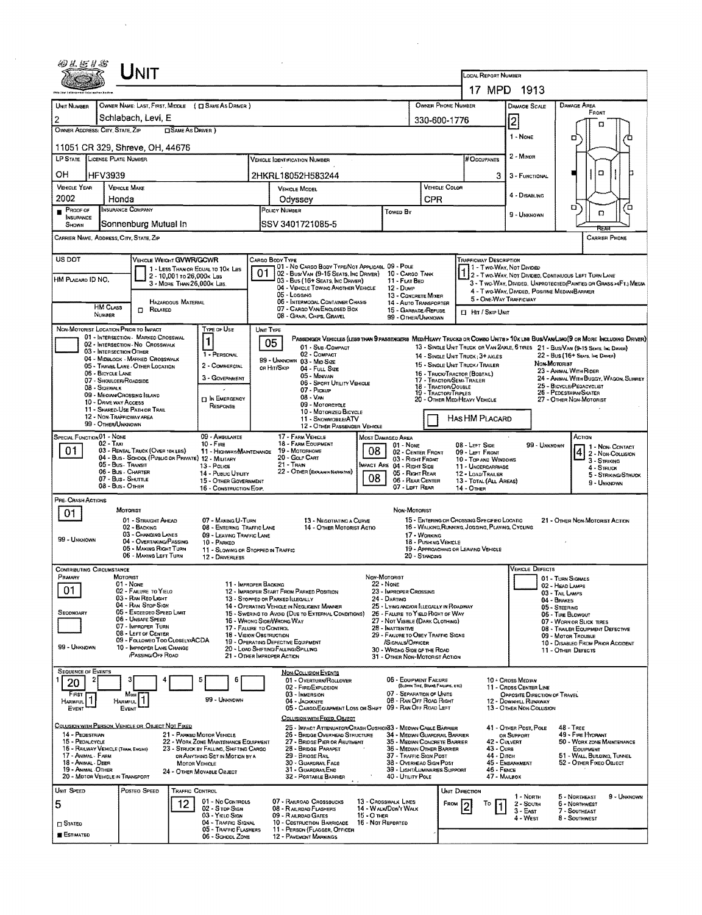# UNIT

**LOCAL REPORT NUMBER:** 17 MPD 1913

| UNIT NUMBER | OWNER NAME: LAST, FIRST, MIDDLE ( ☐ SAME AS DRIVER ) | OWNER PHONE NUMBER | DAMAGE SCALE | DAMAGE AREA |
|---|---|---|---|---|
| 2 | Schlabach, Levi, E | 330-600-1776 | 2 | FRONT |

OWNER ADDRESS: CITY, STATE, ZIP ☐ SAME AS DRIVER )
11051 CR 329, Shreve, OH, 44676

DAMAGE SCALE: 1 - NONE, 2 - MINOR, 3 - FUNCTIONAL, 4 - DISABLING, 9 - UNKNOWN

| LP STATE | LICENSE PLATE NUMBER | VEHICLE IDENTIFICATION NUMBER | # OCCUPANTS |
|---|---|---|---|
| OH | HFV3939 | 2HKRL18052H583244 | 3 |

| VEHICLE YEAR | VEHICLE MAKE | VEHICLE MODEL | VEHICLE COLOR |
|---|---|---|---|
| 2002 | Honda | Odyssey | CPR |

| ■ PROOF OF INSURANCE SHOWN | INSURANCE COMPANY | POLICY NUMBER | TOWED BY |
|---|---|---|---|
| | Sonnenburg Mutual In | SSV 3401721085-5 | |

CARRIER NAME, ADDRESS, CITY, STATE, ZIP | CARRIER PHONE

US DOT | VEHICLE WEIGHT GVWR/GCWR: 1 - LESS THAN OR EQUAL TO 10K LBS; 2 - 10,001 TO 26,000K LBS; 3 - MORE THAN 26,000K LBS.

HM PLACARD ID NO. | HM CLASS NUMBER | ☐ RELATED HAZARDOUS MATERIAL

CARGO BODY TYPE: **01** — 01 - NO CARGO BODY TYPE/NOT APPLICABL; 02 - BUS/VAN (9-15 SEATS, INC DRIVER); 03 - BUS (16+ SEATS, INC DRIVER); 04 - VEHICLE TOWING ANOTHER VEHICLE; 05 - LOGGING; 06 - INTERMODAL CONTAINER CHASIS; 07 - CARGO VAN/ENCLOSED BOX; 08 - GRAIN, CHIPS, GRAVEL; 09 - POLE; 10 - CARGO TANK; 11 - FLAT BED; 12 - DUMP; 13 - CONCRETE MIXER; 14 - AUTO TRANSPORTER; 15 - GARBAGE/REFUSE; 99 - OTHER/UNKNOWN

TRAFFICWAY DESCRIPTION: **1** — 1 - TWO-WAY, NOT DIVIDED; 2 - TWO-WAY, NOT DIVIDED, CONTINUOUS LEFT TURN LANE; 3 - TWO-WAY, DIVIDED, UNPROTECTED(PAINTED OR GRASS >4FT.) MEDIA; 4 - TWO-WAY, DIVIDED, POSITIVE MEDIANBARRIER; 5 - ONE-WAY TRAFFICWAY; ☐ HIT / SKIP UNIT

NON-MOTORIST LOCATION PRIOR TO IMPACT: 01 - INTERSECTION - MARKED CROSSWAL; 02 - INTERSECTION - NO CROSSWALK; 03 - INTERSECTION OTHER; 04 - MIDBLOCK - MARKED CROSSWALK; 05 - TRAVEL LANE - OTHER LOCATION; 06 - BICYCLE LANE; 07 - SHOULDER/ROADSIDE; 08 - SIDEWALK; 09 - MEDIAN/CROSSING ISLAND; 10 - DRIVE WAY ACCESS; 11 - SHARED-USE PATH OR TRAIL; 12 - NON-TRAFFICWAY AREA; 99 - OTHER/UNKNOWN

TYPE OF USE: **1** — 1 - PERSONAL; 2 - COMMERCIAL; 3 - GOVERNMENT; ☐ IN EMERGENCY RESPONSE

UNIT TYPE: **05** — PASSENGER VEHICLES (LESS THAN 9 PASSENGERS): 01 - SUB-COMPACT; 02 - COMPACT; 99 - UNKNOWN 03 - MID SIZE; OR HIT/SKIP 04 - FULL SIZE; 05 - MINIVAN; 06 - SPORT UTILITY VEHICLE; 07 - PICKUP; 08 - VAN; 09 - MOTORCYCLE; 10 - MOTORIZED BICYCLE; 11 - SNOWMOBILE/ATV; 12 - OTHER PASSENGER VEHICLE. MED/HEAVY TRUCKS OR COMBO UNITS > 10K LBS BUS/VAN/LIMO(9 OR MORE INCLUDING DRIVER): 13 - SINGLE UNIT TRUCK OR VAN 2AXLE, 6 TIRES; 14 - SINGLE UNIT TRUCK; 3+ AXLES; 15 - SINGLE UNIT TRUCK / TRAILER; 16 - TRUCK/TRACTOR (BOBTAIL); 17 - TRACTOR/SEMI-TRAILER; 18 - TRACTOR/DOUBLE; 19 - TRACTOR/TRIPLES; 20 - OTHER MED/HEAVY VEHICLE; 21 - BUS/VAN (9-15 SEATS, INC DRIVER); 22 - BUS (16+ SEATS, INC DRIVER). NON-MOTORIST: 23 - ANIMAL WITH RIDER; 24 - ANIMAL WITH BUGGY, WAGON, SURREY; 25 - BICYCLE/PEDACYCLIST; 26 - PEDESTRIAN/SKATER; 27 - OTHER NON-MOTORIST. ☐ HAS HM PLACARD

SPECIAL FUNCTION: **01** — 01 - NONE; 02 - TAXI; 03 - RENTAL TRUCK (OVER 10K LBS); 04 - BUS - SCHOOL (PUBLIC OR PRIVATE); 05 - BUS - TRANSIT; 06 - BUS - CHARTER; 07 - BUS - SHUTTLE; 08 - BUS - OTHER; 09 - AMBULANCE; 10 - FIRE; 11 - HIGHWAY/MAINTENANCE; 12 - MILITARY; 13 - POLICE; 14 - PUBLIC UTILITY; 15 - OTHER GOVERNMENT; 16 - CONSTRUCTION EQIP.; 17 - FARM VEHICLE; 18 - FARM EQUIPMENT; 19 - MOTORHOME; 20 - GOLF CART; 21 - TRAIN; 22 - OTHER (EXPLAIN IN NARRATIVE)

MOST DAMAGED AREA: **08**; IMPACT ARE: **08** — 01 - NONE; 02 - CENTER FRONT; 03 - RIGHT FRONT; 04 - RIGHT SIDE; 05 - RIGHT REAR; 06 - REAR CENTER; 07 - LEFT REAR; 08 - LEFT SIDE; 09 - LEFT FRONT; 10 - TOP AND WINDOWS; 11 - UNDERCARRIAGE; 12 - LOAD/TRAILER; 13 - TOTAL (ALL AREAS); 14 - OTHER; 99 - UNKNOWN

ACTION: **4** — 1 - NON-CONTACT; 2 - NON-COLLISION; 3 - STRIKING; 4 - STRUCK; 5 - STRIKING/STRUCK; 9 - UNKNOWN

PRE-CRASH ACTIONS: **01** — MOTORIST: 01 - STRAIGHT AHEAD; 02 - BACKING; 03 - CHANGING LANES; 04 - OVERTAKING/PASSING; 05 - MAKING RIGHT TURN; 06 - MAKING LEFT TURN; 07 - MAKING U-TURN; 08 - ENTERING TRAFFIC LANE; 09 - LEAVING TRAFFIC LANE; 10 - PARKED; 11 - SLOWING OR STOPPED IN TRAFFIC; 12 - DRIVERLESS; 13 - NEGOTIATING A CURVE; 14 - OTHER MOTORIST ACTIO; 99 - UNKNOWN. NON-MOTORIST: 15 - ENTERING OR CROSSING SPECIFIED LOCATIO; 16 - WALKING, RUNNING, JOGGING, PLAYING, CYCLING; 17 - WORKING; 18 - PUSHING VEHICLE; 19 - APPROACHING OR LEAVING VEHICLE; 20 - STANDING; 21 - OTHER NON-MOTORIST ACTION

CONTRIBUTING CIRCUMSTANCE: PRIMARY **01**; SECONDARY (blank); 99 - UNKNOWN — MOTORIST: 01 - NONE; 02 - FAILURE TO YIELD; 03 - RAN RED LIGHT; 04 - RAN STOP SIGN; 05 - EXCEEDED SPEED LIMIT; 06 - UNSAFE SPEED; 07 - IMPROPER TURN; 08 - LEFT OF CENTER; 09 - FOLLOWED TOO CLOSELY/ACDA; 10 - IMPROPER LANE CHANGE /PASSING/OFF ROAD; 11 - IMPROPER BACKING; 12 - IMPROPER START FROM PARKED POSITION; 13 - STOPPED OR PARKED ILLEGALLY; 14 - OPERATING VEHICLE IN NEGLIGENT MANNER; 15 - SWERING TO AVOID (DUE TO EXTERNAL CONDITIONS); 16 - WRONG SIDE/WRONG WAY; 17 - FAILURE TO CONTROL; 18 - VISION OBSTRUCTION; 19 - OPERATING DEFECTIVE EQUIPMENT; 20 - LOAD SHIFTING/FALLING/SPILLING; 21 - OTHER IMPROPER ACTION. NON-MOTORIST: 22 - NONE; 23 - IMPROPER CROSSING; 24 - DARTING; 25 - LYING AND/OR ILLEGALLY IN ROADWAY; 26 - FALURE TO YIELD RIGHT OF WAY; 27 - NOT VISIBLE (DARK CLOTHING); 28 - INATTENTIVE; 29 - FAILURE TO OBEY TRAFFIC SIGNS /SIGNALS/OFFICER; 30 - WRONG SIDE OF THE ROAD; 31 - OTHER NON-MOTORIST ACTION

VEHICLE DEFECTS: 01 - TURN SIGNALS; 02 - HEAD LAMPS; 03 - TAIL LAMPS; 04 - BRAKES; 05 - STEERING; 06 - TIRE BLOWOUT; 07 - WORN OR SLICK TIRES; 08 - TRAILER EQUIPMENT DEFECTIVE; 09 - MOTOR TROUBLE; 10 - DISABLED FROM PRIOR ACCIDENT; 11 - OTHER DEFECTS

SEQUENCE OF EVENTS: 1: **20**; 2: ; 3: ; 4: ; 5: ; 6: ; FIRST HARMFUL EVENT: **1**; MOST HARMFUL EVENT: **1**; 99 - UNKNOWN

NON-COLLISION EVENTS: 01 - OVERTURN/ROLLOVER; 02 - FIRE/EXPLOSION; 03 - IMMERSION; 04 - JACKKNIFE; 05 - CARGO/EQUIPMENT LOSS OR SHIFT; 06 - EQUIPMENT FAILURE (BLOWN TIRE, BRAKE FAILURE, ETC); 07 - SEPARATION OF UNITS; 08 - RAN OFF ROAD RIGHT; 09 - RAN OFF ROAD LEFT; 10 - CROSS MEDIAN; 11 - CROSS CENTER LINE OPPOSITE DIRECTION OF TRAVEL; 12 - DOWNHILL RUNAWAY; 13 - OTHER NON-COLLISION

COLLISION WITH PERSON, VEHICLE OR OBJECT NOT FIXED: 14 - PEDESTRIAN; 15 - PEDALCYCLE; 16 - RAILWAY VEHICLE (TRAIN, ENGINE); 17 - ANIMAL - FARM; 18 - ANIMAL - DEER; 19 - ANIMAL - OTHER; 20 - MOTOR VEHICLE IN TRANSPORT; 21 - PARKED MOTOR VEHICLE; 22 - WORK ZONE MAINTENANCE EQUIPMENT; 23 - STRUCK BY FALLING, SHIFTING CARGO OR ANYTHING SET IN MOTION BY A MOTOR VEHICLE; 24 - OTHER MOVABLE OBJECT

COLLISION WITH FIXED, OBJECT: 25 - IMPACT ATTENUATOR/CRASH CUSHION; 26 - BRIDGE OVERHEAD STRUCTURE; 27 - BRIDGE PIER OR ABUTMENT; 28 - BRIDGE PARAPET; 29 - BRIDGE RAIL; 30 - GUARDRAIL FACE; 31 - GUARDRAILEND; 32 - PORTABLE BARRIER; 33 - MEDIAN CABLE BARRIER; 34 - MEDIAN GUARDRAIL BARRIER; 35 - MEDIAN CONCRETE BARRIER; 36 - MEDIAN OTHER BARRIER; 37 - TRAFFIC SIGN POST; 38 - OVERHEAD SIGN POST; 39 - LIGHT/LUMINARIES SUPPORT; 40 - UTILITY POLE; 41 - OTHER POST, POLE OR SUPPORT; 42 - CULVERT; 43 - CURB; 44 - DITCH; 45 - EMBANKMENT; 46 - FENCE; 47 - MAILBOX; 48 - TREE; 49 - FIRE HYDRANT; 50 - WORK ZONE MAINTENANCE EQUIPMENT; 51 - WALL, BUILDING, TUNNEL; 52 - OTHER FIXED OBJECT

| UNIT SPEED | POSTED SPEED | TRAFFIC CONTROL | UNIT DIRECTION |
|---|---|---|---|
| 5 | 12 | | FROM 2 TO 1 |

☐ STATED ■ ESTIMATED

TRAFFIC CONTROL: 01 - NO CONTROLS; 02 - STOP SIGN; 03 - YIELD SIGN; 04 - TRAFFIC SIGNAL; 05 - TRAFFIC FLASHERS; 06 - SCHOOL ZONE; 07 - RAILROAD CROSSBUCKS; 08 - RAILROAD FLASHERS; 09 - RAILROAD GATES; 10 - COSTRUCTION BARRICADE; 11 - PERSON (FLAGGER, OFFICER; 12 - PAVEMENT MARKINGS; 13 - CROSSWALK LINES; 14 - WALK/DON'T WALK; 15 - OTHER; 16 - NOT REPORTED

UNIT DIRECTION: 1 - NORTH; 2 - SOUTH; 3 - EAST; 4 - WEST; 5 - NORTHEAST; 6 - NORTHWEST; 7 - SOUTHEAST; 8 - SOUTHWEST; 9 - UNKNOWN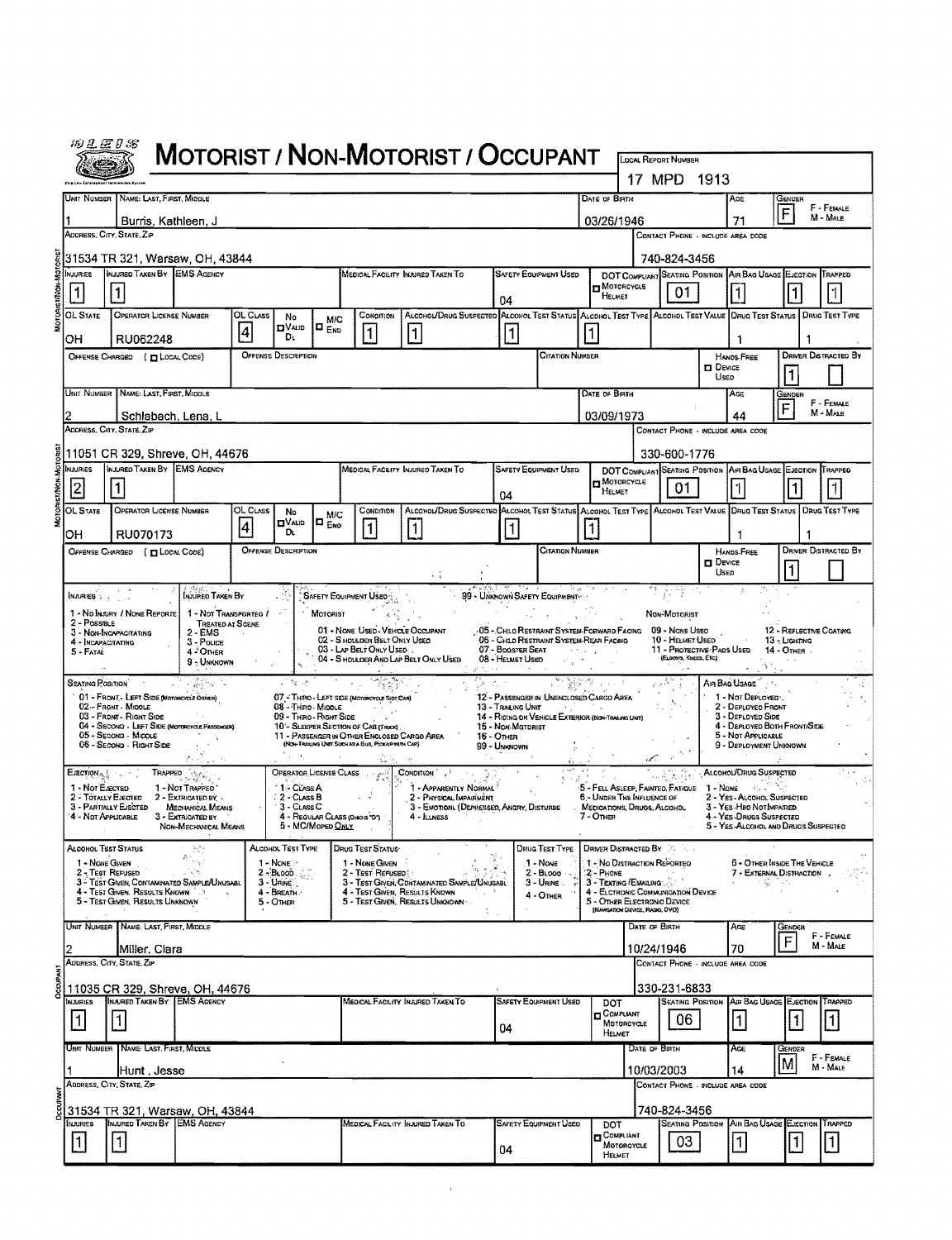# MOTORIST / NON-MOTORIST / OCCUPANT

**Local Report Number:** 17 MPD 1913

## Motorist/Non-Motorist

| Unit Number | Name: Last, First, Middle | Date of Birth | Age | Gender |
|---|---|---|---|---|
| 1 | Burris, Kathleen, J | 03/26/1946 | 71 | F |

| Address, City, State, Zip | Contact Phone - Include Area Code |
|---|---|
| 31534 TR 321, Warsaw, OH, 43844 | 740-824-3456 |

| Injuries | Injured Taken By | EMS Agency | Medical Facility Injured Taken To | Safety Equipment Used | DOT Compliant Motorcycle Helmet | Seating Position | Air Bag Usage | Ejection | Trapped |
|---|---|---|---|---|---|---|---|---|---|
| 1 | 1 | | | 04 | | 01 | 1 | 1 | 1 |

| OL State | Operator License Number | OL Class | No Valid DL | M/C End | Condition | Alcohol/Drug Suspected | Alcohol Test Status | Alcohol Test Type | Alcohol Test Value | Drug Test Status | Drug Test Type |
|---|---|---|---|---|---|---|---|---|---|---|---|
| OH | RU062248 | 4 | | | 1 | 1 | 1 | 1 | | 1 | 1 |

| Offense Charged ( Local Code) | Offense Description | Citation Number | Hands-Free Device Used | Driver Distracted By |
|---|---|---|---|---|
| | | | | 1 |

| Unit Number | Name: Last, First, Middle | Date of Birth | Age | Gender |
|---|---|---|---|---|
| 2 | Schlabach, Lena, L | 03/09/1973 | 44 | F |

| Address, City, State, Zip | Contact Phone - Include Area Code |
|---|---|
| 11051 CR 329, Shreve, OH, 44676 | 330-600-1776 |

| Injuries | Injured Taken By | EMS Agency | Medical Facility Injured Taken To | Safety Equipment Used | DOT Compliant Motorcycle Helmet | Seating Position | Air Bag Usage | Ejection | Trapped |
|---|---|---|---|---|---|---|---|---|---|
| 2 | 1 | | | 04 | | 01 | 1 | 1 | 1 |

| OL State | Operator License Number | OL Class | No Valid DL | M/C End | Condition | Alcohol/Drug Suspected | Alcohol Test Status | Alcohol Test Type | Alcohol Test Value | Drug Test Status | Drug Test Type |
|---|---|---|---|---|---|---|---|---|---|---|---|
| OH | RU070173 | 4 | | | 1 | 1 | 1 | 1 | | 1 | 1 |

| Offense Charged ( Local Code) | Offense Description | Citation Number | Hands-Free Device Used | Driver Distracted By |
|---|---|---|---|---|
| | | | | 1 |

## Codes

**Injuries:** 1 - No Injury / None Reported; 2 - Possible; 3 - Non-Incapacitating; 4 - Incapacitating; 5 - Fatal

**Injured Taken By:** 1 - Not Transported / Treated at Scene; 2 - EMS; 3 - Police; 4 - Other; 9 - Unknown

**Safety Equipment Used:** 99 - Unknown Safety Equipment
- Motorist: 01 - None Used - Vehicle Occupant; 02 - Shoulder Belt Only Used; 03 - Lap Belt Only Used; 04 - Shoulder And Lap Belt Only Used; 05 - Child Restraint System-Forward Facing; 06 - Child Restraint System-Rear Facing; 07 - Booster Seat; 08 - Helmet Used
- Non-Motorist: 09 - None Used; 10 - Helmet Used; 11 - Protective Pads Used (Elbows, Knees, Etc); 12 - Reflective Coating; 13 - Lighting; 14 - Other

**Seating Position:** 01 - Front - Left Side (Motorcycle Driver); 02 - Front - Middle; 03 - Front - Right Side; 04 - Second - Left Side (Motorcycle Passenger); 05 - Second - Middle; 06 - Second - Right Side; 07 - Third - Left Side (Motorcycle Side Car); 08 - Third - Middle; 09 - Third - Right Side; 10 - Sleeper Section of Cab (Truck); 11 - Passenger in Other Enclosed Cargo Area (Non-Trailing Unit Such as a Bus, Pickup with Cap); 12 - Passenger in Unenclosed Cargo Area; 13 - Trailing Unit; 14 - Riding on Vehicle Exterior (Non-Trailing Unit); 15 - Non-Motorist; 16 - Other; 99 - Unknown

**Air Bag Usage:** 1 - Not Deployed; 2 - Deployed Front; 3 - Deployed Side; 4 - Deployed Both Front/Side; 5 - Not Applicable; 9 - Deployment Unknown

**Ejection:** 1 - Not Ejected; 2 - Totally Ejected; 3 - Partially Ejected; 4 - Not Applicable

**Trapped:** 1 - Not Trapped; 2 - Extricated by Mechanical Means; 3 - Extricated by Non-Mechanical Means

**Operator License Class:** 1 - Class A; 2 - Class B; 3 - Class C; 4 - Regular Class (Ohio's "D"); 5 - MC/Moped Only

**Condition:** 1 - Apparently Normal; 2 - Physical Impairment; 3 - Emotional (Depressed, Angry, Disturbed); 4 - Illness; 5 - Fell Asleep, Fainted, Fatigue; 6 - Under The Influence of Medications, Drugs, Alcohol; 7 - Other

**Alcohol/Drug Suspected:** 1 - None; 2 - Yes - Alcohol Suspected; 3 - Yes - HBD Not Impaired; 4 - Yes - Drugs Suspected; 5 - Yes - Alcohol and Drugs Suspected

**Alcohol Test Status:** 1 - None Given; 2 - Test Refused; 3 - Test Given, Contaminated Sample/Unusable; 4 - Test Given, Results Known; 5 - Test Given, Results Unknown

**Alcohol Test Type:** 1 - None; 2 - Blood; 3 - Urine; 4 - Breath; 5 - Other

**Drug Test Status:** 1 - None Given; 2 - Test Refused; 3 - Test Given, Contaminated Sample/Unusable; 4 - Test Given, Results Known; 5 - Test Given, Results Unknown

**Drug Test Type:** 1 - None; 2 - Blood; 3 - Urine; 4 - Other

**Driver Distracted By:** 1 - No Distraction Reported; 2 - Phone; 3 - Texting/Emailing; 4 - Electronic Communication Device; 5 - Other Electronic Device (Navigation Device, Radio, DVD); 6 - Other Inside the Vehicle; 7 - External Distraction

## Occupant

| Unit Number | Name: Last, First, Middle | Date of Birth | Age | Gender |
|---|---|---|---|---|
| 2 | Miller, Clara | 10/24/1946 | 70 | F |

| Address, City, State, Zip | Contact Phone - Include Area Code |
|---|---|
| 11035 CR 329, Shreve, OH, 44676 | 330-231-6833 |

| Injuries | Injured Taken By | EMS Agency | Medical Facility Injured Taken To | Safety Equipment Used | DOT Compliant Motorcycle Helmet | Seating Position | Air Bag Usage | Ejection | Trapped |
|---|---|---|---|---|---|---|---|---|---|
| 1 | 1 | | | 04 | | 06 | 1 | 1 | 1 |

## Occupant

| Unit Number | Name: Last, First, Middle | Date of Birth | Age | Gender |
|---|---|---|---|---|
| 1 | Hunt , Jesse | 10/03/2003 | 14 | M |

| Address, City, State, Zip | Contact Phone - Include Area Code |
|---|---|
| 31534 TR 321, Warsaw, OH, 43844 | 740-824-3456 |

| Injuries | Injured Taken By | EMS Agency | Medical Facility Injured Taken To | Safety Equipment Used | DOT Compliant Motorcycle Helmet | Seating Position | Air Bag Usage | Ejection | Trapped |
|---|---|---|---|---|---|---|---|---|---|
| 1 | 1 | | | 04 | | 03 | 1 | 1 | 1 |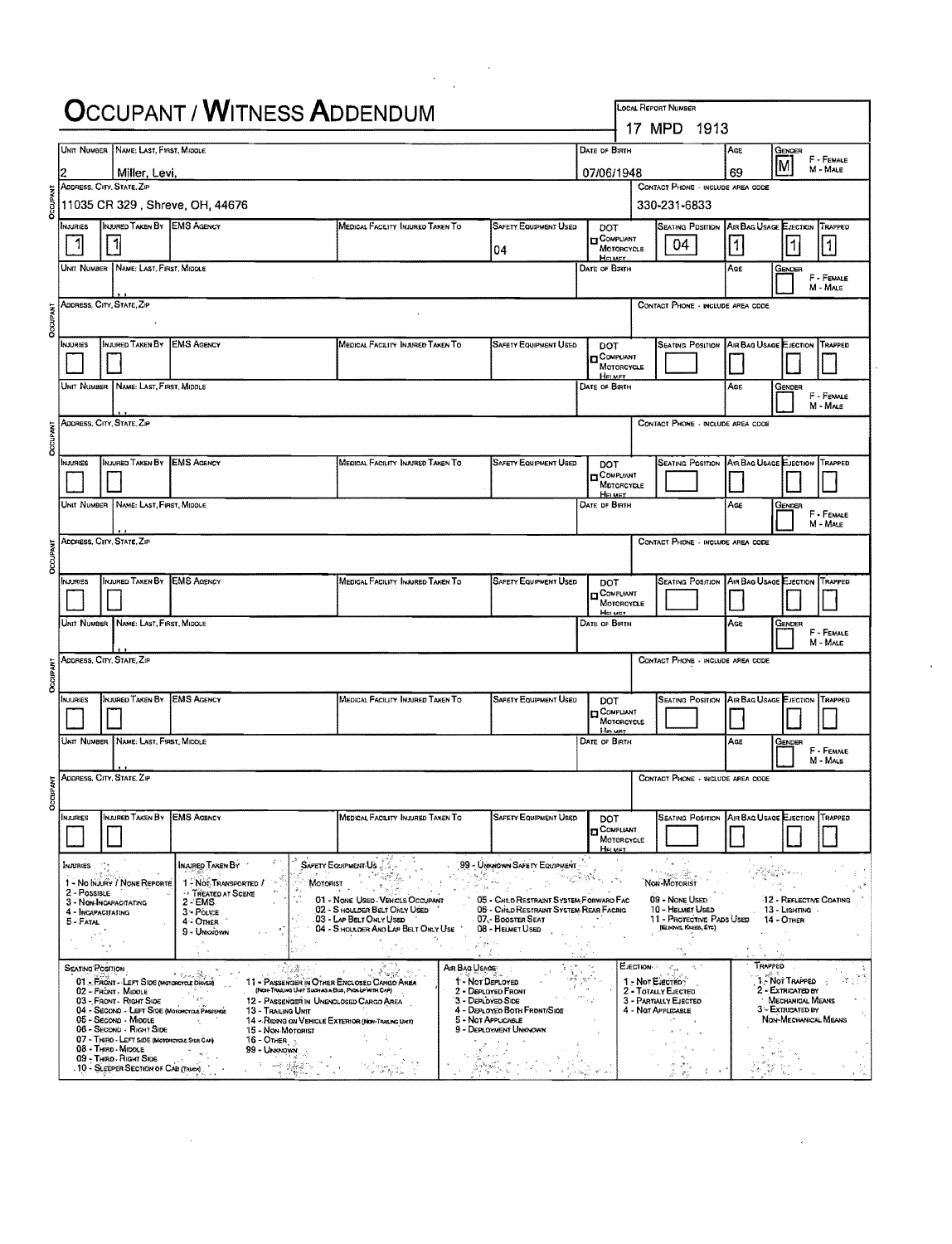# Occupant / Witness Addendum

**Local Report Number:** 17 MPD 1913

## Occupant

| Unit Number | Name: Last, First, Middle | Date of Birth | Age | Gender |
|---|---|---|---|---|
| 2 | Miller, Levi, | 07/06/1948 | 69 | M |

F - Female  M - Male

| Address, City, State, Zip | Contact Phone - include area code |
|---|---|
| 11035 CR 329 , Shreve, OH, 44676 | 330-231-6833 |

| Injuries | Injured Taken By | EMS Agency | Medical Facility Injured Taken To | Safety Equipment Used | DOT Compliant Motorcycle Helmet | Seating Position | Air Bag Usage | Ejection | Trapped |
|---|---|---|---|---|---|---|---|---|---|
| 1 | 1 | | | 04 | | 04 | 1 | 1 | 1 |

## Occupant

| Unit Number | Name: Last, First, Middle | Date of Birth | Age | Gender |
|---|---|---|---|---|
| | , , | | | |

F - Female  M - Male

| Address, City, State, Zip | Contact Phone - include area code |
|---|---|
| | |

| Injuries | Injured Taken By | EMS Agency | Medical Facility Injured Taken To | Safety Equipment Used | DOT Compliant Motorcycle Helmet | Seating Position | Air Bag Usage | Ejection | Trapped |
|---|---|---|---|---|---|---|---|---|---|
| | | | | | | | | | |

## Occupant

| Unit Number | Name: Last, First, Middle | Date of Birth | Age | Gender |
|---|---|---|---|---|
| | , , | | | |

F - Female  M - Male

| Address, City, State, Zip | Contact Phone - include area code |
|---|---|
| | |

| Injuries | Injured Taken By | EMS Agency | Medical Facility Injured Taken To | Safety Equipment Used | DOT Compliant Motorcycle Helmet | Seating Position | Air Bag Usage | Ejection | Trapped |
|---|---|---|---|---|---|---|---|---|---|
| | | | | | | | | | |

## Occupant

| Unit Number | Name: Last, First, Middle | Date of Birth | Age | Gender |
|---|---|---|---|---|
| | , , | | | |

F - Female  M - Male

| Address, City, State, Zip | Contact Phone - include area code |
|---|---|
| | |

| Injuries | Injured Taken By | EMS Agency | Medical Facility Injured Taken To | Safety Equipment Used | DOT Compliant Motorcycle Helmet | Seating Position | Air Bag Usage | Ejection | Trapped |
|---|---|---|---|---|---|---|---|---|---|
| | | | | | | | | | |

## Occupant

| Unit Number | Name: Last, First, Middle | Date of Birth | Age | Gender |
|---|---|---|---|---|
| | , , | | | |

F - Female  M - Male

| Address, City, State, Zip | Contact Phone - include area code |
|---|---|
| | |

| Injuries | Injured Taken By | EMS Agency | Medical Facility Injured Taken To | Safety Equipment Used | DOT Compliant Motorcycle Helmet | Seating Position | Air Bag Usage | Ejection | Trapped |
|---|---|---|---|---|---|---|---|---|---|
| | | | | | | | | | |

## Occupant

| Unit Number | Name: Last, First, Middle | Date of Birth | Age | Gender |
|---|---|---|---|---|
| | , , | | | |

F - Female  M - Male

| Address, City, State, Zip | Contact Phone - include area code |
|---|---|
| | |

| Injuries | Injured Taken By | EMS Agency | Medical Facility Injured Taken To | Safety Equipment Used | DOT Compliant Motorcycle Helmet | Seating Position | Air Bag Usage | Ejection | Trapped |
|---|---|---|---|---|---|---|---|---|---|
| | | | | | | | | | |

---

**Injuries**
1 - No Injury / None Reported
2 - Possible
3 - Non-Incapacitating
4 - Incapacitating
5 - Fatal

**Injured Taken By**
1 - Not Transported / Treated at Scene
2 - EMS
3 - Police
4 - Other
9 - Unknown

**Safety Equipment Used**
99 - Unknown Safety Equipment

Motorist
01 - None Used - Vehicle Occupant
02 - Shoulder Belt Only Used
03 - Lap Belt Only Used
04 - Shoulder and Lap Belt Only Used
05 - Child Restraint System-Forward Fac
06 - Child Restraint System-Rear Facing
07 - Booster Seat
08 - Helmet Used

Non-Motorist
09 - None Used
10 - Helmet Used
11 - Protective Pads Used (Elbows, Knees, Etc)
12 - Reflective Coating
13 - Lighting
14 - Other

**Seating Position**
01 - Front - Left Side (Motorcycle Driver)
02 - Front - Middle
03 - Front - Right Side
04 - Second - Left Side (Motorcycle Passenger)
05 - Second - Middle
06 - Second - Right Side
07 - Third - Left Side (Motorcycle Side Car)
08 - Third - Middle
09 - Third - Right Side
10 - Sleeper Section of Cab (Truck)
11 - Passenger in Other Enclosed Cargo Area (Non-Trailing Unit Such as a Bus, Pick-up with Cap)
12 - Passenger in Unenclosed Cargo Area
13 - Trailing Unit
14 - Riding on Vehicle Exterior (Non-Trailing Unit)
15 - Non-Motorist
16 - Other
99 - Unknown

**Air Bag Usage**
1 - Not Deployed
2 - Deployed Front
3 - Deployed Side
4 - Deployed Both Front/Side
5 - Not Applicable
9 - Deployment Unknown

**Ejection**
1 - Not Ejected
2 - Totally Ejected
3 - Partially Ejected
4 - Not Applicable

**Trapped**
1 - Not Trapped
2 - Extricated by Mechanical Means
3 - Extricated by Non-Mechanical Means